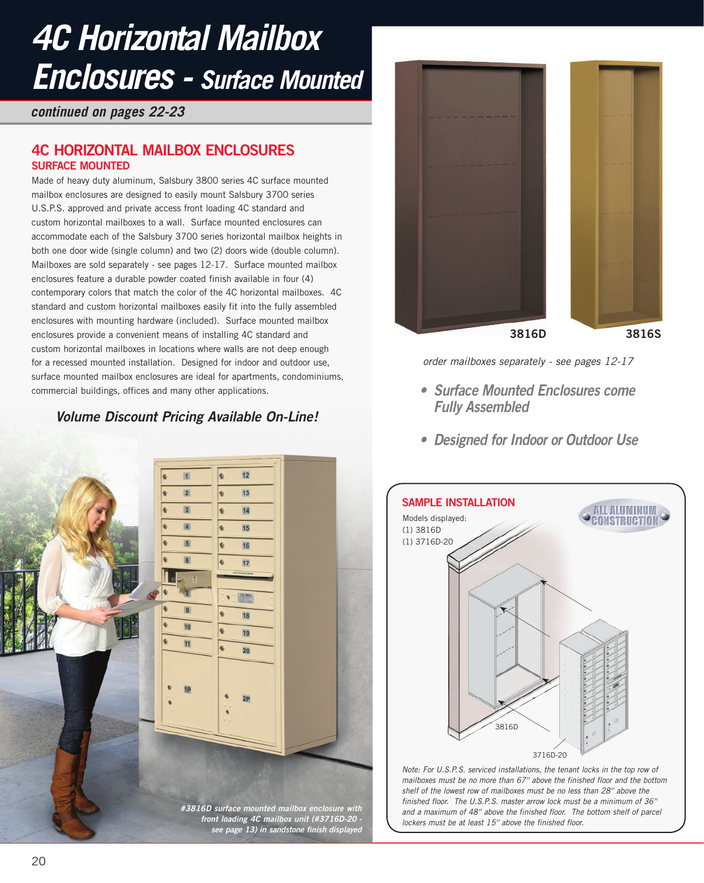# 4C Horizontal Mailbox Enclosures - *Surface Mounted*

*continued on pages 22-23*

## 4C HORIZONTAL MAILBOX ENCLOSURES

### SURFACE MOUNTED

Made of heavy duty aluminum, Salsbury 3800 series 4C surface mounted mailbox enclosures are designed to easily mount Salsbury 3700 series U.S.P.S. approved and private access front loading 4C standard and custom horizontal mailboxes to a wall. Surface mounted enclosures can accommodate each of the Salsbury 3700 series horizontal mailbox heights in both one door wide (single column) and two (2) doors wide (double column). Mailboxes are sold separately - see pages 12-17. Surface mounted mailbox enclosures feature a durable powder coated finish available in four (4) contemporary colors that match the color of the 4C horizontal mailboxes. 4C standard and custom horizontal mailboxes easily fit into the fully assembled enclosures with mounting hardware (included). Surface mounted mailbox enclosures provide a convenient means of installing 4C standard and custom horizontal mailboxes in locations where walls are not deep enough for a recessed mounted installation. Designed for indoor and outdoor use, surface mounted mailbox enclosures are ideal for apartments, condominiums, commercial buildings, offices and many other applications.

***Volume Discount Pricing Available On-Line!***

*#3816D surface mounted mailbox enclosure with front loading 4C mailbox unit (#3716D-20 - see page 13) in sandstone finish displayed*

3816D    3816S

*order mailboxes separately - see pages 12-17*

- ***Surface Mounted Enclosures come Fully Assembled***
- ***Designed for Indoor or Outdoor Use***

### SAMPLE INSTALLATION

ALL ALUMINUM CONSTRUCTION

Models displayed:
(1) 3816D
(1) 3716D-20

3816D

3716D-20

*Note: For U.S.P.S. serviced installations, the tenant locks in the top row of mailboxes must be no more than 67" above the finished floor and the bottom shelf of the lowest row of mailboxes must be no less than 28" above the finished floor. The U.S.P.S. master arrow lock must be a minimum of 36" and a maximum of 48" above the finished floor. The bottom shelf of parcel lockers must be at least 15" above the finished floor.*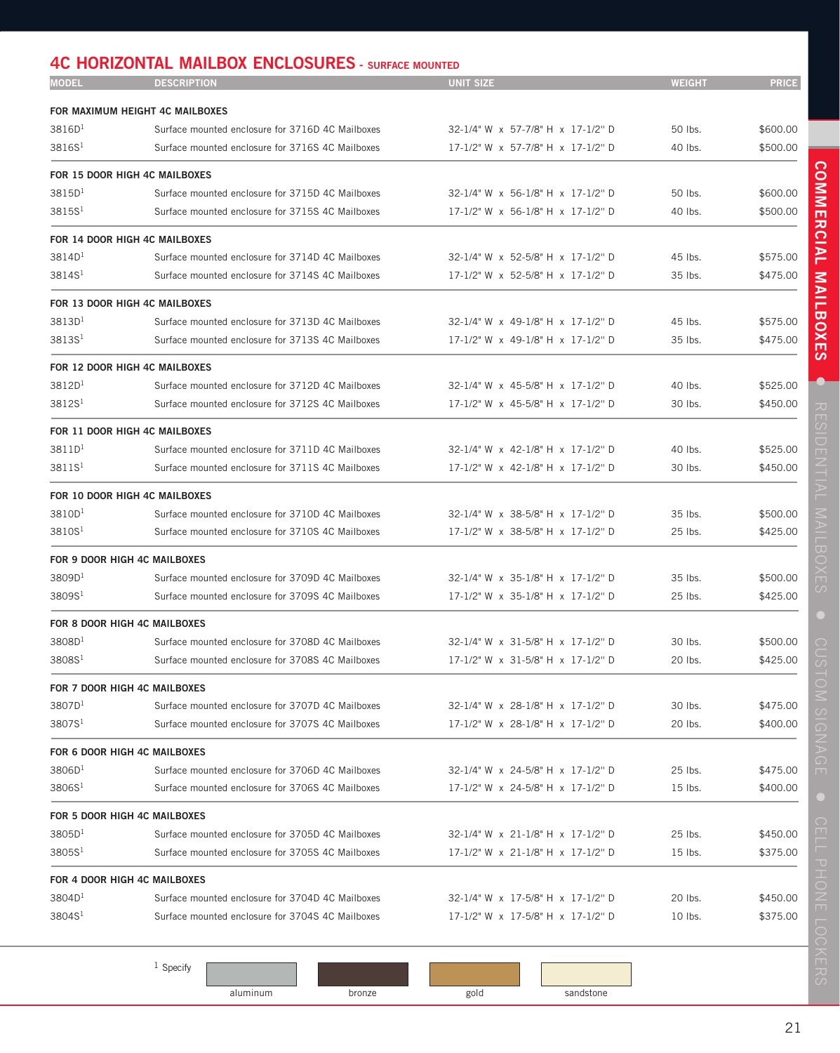# 4C HORIZONTAL MAILBOX ENCLOSURES - SURFACE MOUNTED

| MODEL | DESCRIPTION | UNIT SIZE | WEIGHT | PRICE |
|---|---|---|---|---|
| **FOR MAXIMUM HEIGHT 4C MAILBOXES** | | | | |
| 3816D[1] | Surface mounted enclosure for 3716D 4C Mailboxes | 32-1/4" W x 57-7/8" H x 17-1/2" D | 50 lbs. | $600.00 |
| 3816S[1] | Surface mounted enclosure for 3716S 4C Mailboxes | 17-1/2" W x 57-7/8" H x 17-1/2" D | 40 lbs. | $500.00 |
| **FOR 15 DOOR HIGH 4C MAILBOXES** | | | | |
| 3815D[1] | Surface mounted enclosure for 3715D 4C Mailboxes | 32-1/4" W x 56-1/8" H x 17-1/2" D | 50 lbs. | $600.00 |
| 3815S[1] | Surface mounted enclosure for 3715S 4C Mailboxes | 17-1/2" W x 56-1/8" H x 17-1/2" D | 40 lbs. | $500.00 |
| **FOR 14 DOOR HIGH 4C MAILBOXES** | | | | |
| 3814D[1] | Surface mounted enclosure for 3714D 4C Mailboxes | 32-1/4" W x 52-5/8" H x 17-1/2" D | 45 lbs. | $575.00 |
| 3814S[1] | Surface mounted enclosure for 3714S 4C Mailboxes | 17-1/2" W x 52-5/8" H x 17-1/2" D | 35 lbs. | $475.00 |
| **FOR 13 DOOR HIGH 4C MAILBOXES** | | | | |
| 3813D[1] | Surface mounted enclosure for 3713D 4C Mailboxes | 32-1/4" W x 49-1/8" H x 17-1/2" D | 45 lbs. | $575.00 |
| 3813S[1] | Surface mounted enclosure for 3713S 4C Mailboxes | 17-1/2" W x 49-1/8" H x 17-1/2" D | 35 lbs. | $475.00 |
| **FOR 12 DOOR HIGH 4C MAILBOXES** | | | | |
| 3812D[1] | Surface mounted enclosure for 3712D 4C Mailboxes | 32-1/4" W x 45-5/8" H x 17-1/2" D | 40 lbs. | $525.00 |
| 3812S[1] | Surface mounted enclosure for 3712S 4C Mailboxes | 17-1/2" W x 45-5/8" H x 17-1/2" D | 30 lbs. | $450.00 |
| **FOR 11 DOOR HIGH 4C MAILBOXES** | | | | |
| 3811D[1] | Surface mounted enclosure for 3711D 4C Mailboxes | 32-1/4" W x 42-1/8" H x 17-1/2" D | 40 lbs. | $525.00 |
| 3811S[1] | Surface mounted enclosure for 3711S 4C Mailboxes | 17-1/2" W x 42-1/8" H x 17-1/2" D | 30 lbs. | $450.00 |
| **FOR 10 DOOR HIGH 4C MAILBOXES** | | | | |
| 3810D[1] | Surface mounted enclosure for 3710D 4C Mailboxes | 32-1/4" W x 38-5/8" H x 17-1/2" D | 35 lbs. | $500.00 |
| 3810S[1] | Surface mounted enclosure for 3710S 4C Mailboxes | 17-1/2" W x 38-5/8" H x 17-1/2" D | 25 lbs. | $425.00 |
| **FOR 9 DOOR HIGH 4C MAILBOXES** | | | | |
| 3809D[1] | Surface mounted enclosure for 3709D 4C Mailboxes | 32-1/4" W x 35-1/8" H x 17-1/2" D | 35 lbs. | $500.00 |
| 3809S[1] | Surface mounted enclosure for 3709S 4C Mailboxes | 17-1/2" W x 35-1/8" H x 17-1/2" D | 25 lbs. | $425.00 |
| **FOR 8 DOOR HIGH 4C MAILBOXES** | | | | |
| 3808D[1] | Surface mounted enclosure for 3708D 4C Mailboxes | 32-1/4" W x 31-5/8" H x 17-1/2" D | 30 lbs. | $500.00 |
| 3808S[1] | Surface mounted enclosure for 3708S 4C Mailboxes | 17-1/2" W x 31-5/8" H x 17-1/2" D | 20 lbs. | $425.00 |
| **FOR 7 DOOR HIGH 4C MAILBOXES** | | | | |
| 3807D[1] | Surface mounted enclosure for 3707D 4C Mailboxes | 32-1/4" W x 28-1/8" H x 17-1/2" D | 30 lbs. | $475.00 |
| 3807S[1] | Surface mounted enclosure for 3707S 4C Mailboxes | 17-1/2" W x 28-1/8" H x 17-1/2" D | 20 lbs. | $400.00 |
| **FOR 6 DOOR HIGH 4C MAILBOXES** | | | | |
| 3806D[1] | Surface mounted enclosure for 3706D 4C Mailboxes | 32-1/4" W x 24-5/8" H x 17-1/2" D | 25 lbs. | $475.00 |
| 3806S[1] | Surface mounted enclosure for 3706S 4C Mailboxes | 17-1/2" W x 24-5/8" H x 17-1/2" D | 15 lbs. | $400.00 |
| **FOR 5 DOOR HIGH 4C MAILBOXES** | | | | |
| 3805D[1] | Surface mounted enclosure for 3705D 4C Mailboxes | 32-1/4" W x 21-1/8" H x 17-1/2" D | 25 lbs. | $450.00 |
| 3805S[1] | Surface mounted enclosure for 3705S 4C Mailboxes | 17-1/2" W x 21-1/8" H x 17-1/2" D | 15 lbs. | $375.00 |
| **FOR 4 DOOR HIGH 4C MAILBOXES** | | | | |
| 3804D[1] | Surface mounted enclosure for 3704D 4C Mailboxes | 32-1/4" W x 17-5/8" H x 17-1/2" D | 20 lbs. | $450.00 |
| 3804S[1] | Surface mounted enclosure for 3704S 4C Mailboxes | 17-1/2" W x 17-5/8" H x 17-1/2" D | 10 lbs. | $375.00 |

[1] Specify: aluminum, bronze, gold, sandstone

COMMERCIAL MAILBOXES • RESIDENTIAL MAILBOXES • CUSTOM SIGNAGE • CELL PHONE LOCKERS